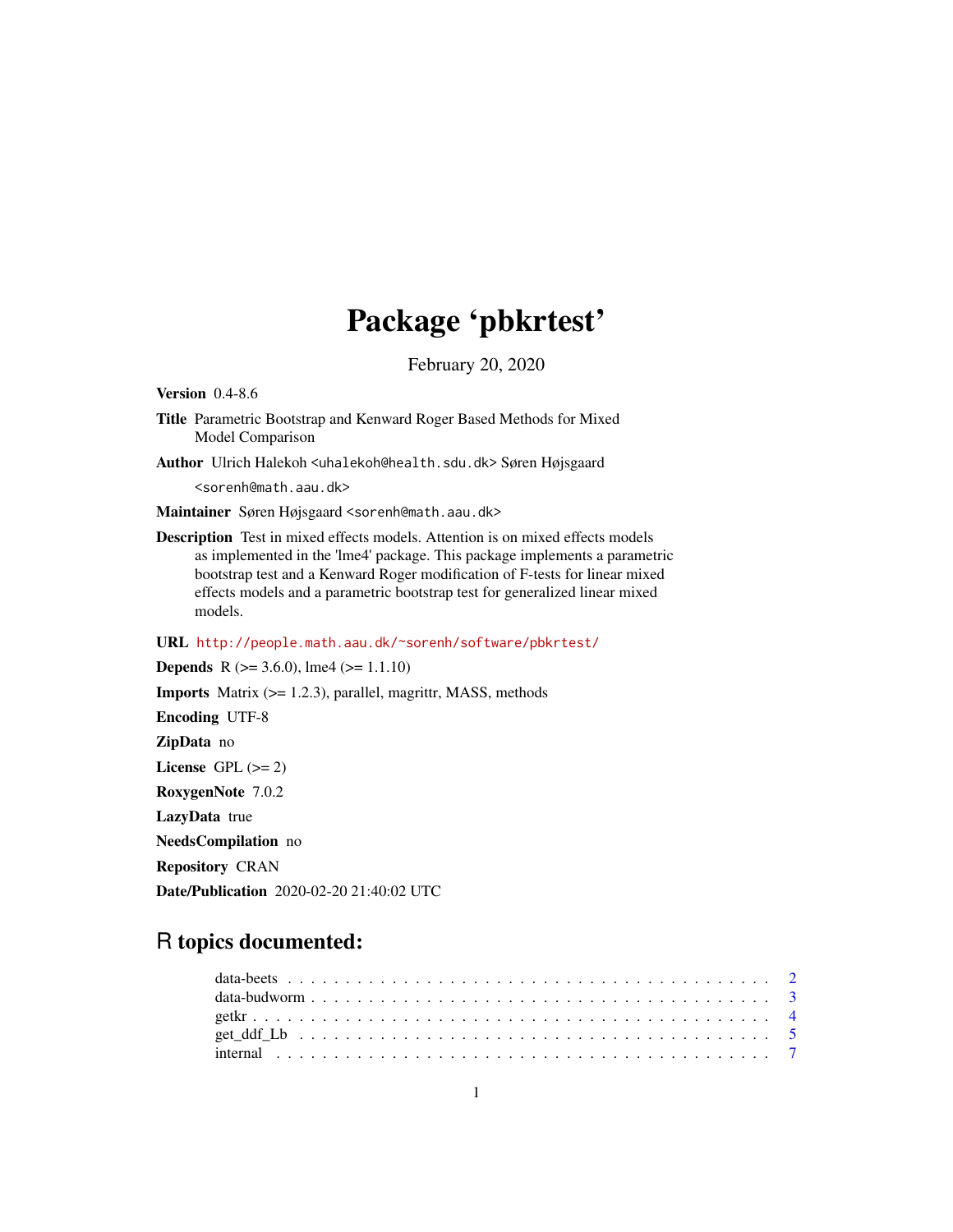# Package 'pbkrtest'

February 20, 2020

**Version** 0.4-8.6

**Title** Parametric Bootstrap and Kenward Roger Based Methods for Mixed Model Comparison

**Author** Ulrich Halekoh <uhalekoh@health.sdu.dk> Søren Højsgaard <sorenh@math.aau.dk>

**Maintainer** Søren Højsgaard <sorenh@math.aau.dk>

**Description** Test in mixed effects models. Attention is on mixed effects models as implemented in the 'lme4' package. This package implements a parametric bootstrap test and a Kenward Roger modification of F-tests for linear mixed effects models and a parametric bootstrap test for generalized linear mixed models.

**URL** http://people.math.aau.dk/~sorenh/software/pbkrtest/

**Depends** R (>= 3.6.0), lme4 (>= 1.1.10)

**Imports** Matrix (>= 1.2.3), parallel, magrittr, MASS, methods

**Encoding** UTF-8

**ZipData** no

**License** GPL (>= 2)

**RoxygenNote** 7.0.2

**LazyData** true

**NeedsCompilation** no

**Repository** CRAN

**Date/Publication** 2020-02-20 21:40:02 UTC

## R topics documented:

- data-beets . . . . . . . . . . . . . . . . . . . . . . . . . . . . . . . . . . . . . . . . 2
- data-budworm . . . . . . . . . . . . . . . . . . . . . . . . . . . . . . . . . . . . . . 3
- getkr . . . . . . . . . . . . . . . . . . . . . . . . . . . . . . . . . . . . . . . . . . . 4
- get_ddf_Lb . . . . . . . . . . . . . . . . . . . . . . . . . . . . . . . . . . . . . . . 5
- internal . . . . . . . . . . . . . . . . . . . . . . . . . . . . . . . . . . . . . . . . . 7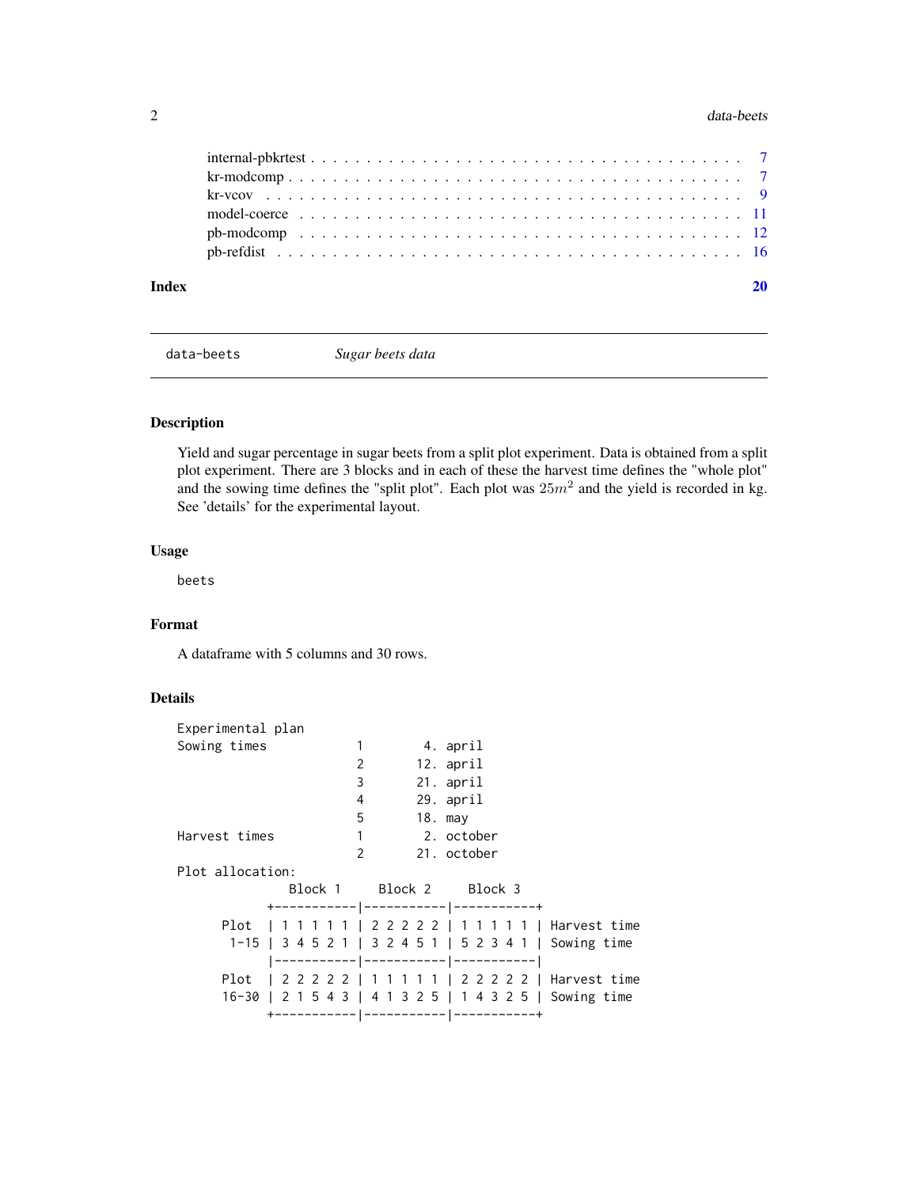internal-pbkrtest . . . . . . . . . . . . . . . . . . . . . . . . . . . . . . . . . . . . . 7
kr-modcomp . . . . . . . . . . . . . . . . . . . . . . . . . . . . . . . . . . . . . . . 7
kr-vcov . . . . . . . . . . . . . . . . . . . . . . . . . . . . . . . . . . . . . . . . . 9
model-coerce . . . . . . . . . . . . . . . . . . . . . . . . . . . . . . . . . . . . . . . 11
pb-modcomp . . . . . . . . . . . . . . . . . . . . . . . . . . . . . . . . . . . . . . . 12
pb-refdist . . . . . . . . . . . . . . . . . . . . . . . . . . . . . . . . . . . . . . . . 16

**Index** **20**

---

`data-beets` *Sugar beets data*

---

## Description

Yield and sugar percentage in sugar beets from a split plot experiment. Data is obtained from a split plot experiment. There are 3 blocks and in each of these the harvest time defines the "whole plot" and the sowing time defines the "split plot". Each plot was $25m^2$ and the yield is recorded in kg. See 'details' for the experimental layout.

## Usage

```
beets
```

## Format

A dataframe with 5 columns and 30 rows.

## Details

```
Experimental plan
Sowing times          1       4. april
                      2      12. april
                      3      21. april
                      4      29. april
                      5      18. may
Harvest times         1       2. october
                      2      21. october
Plot allocation:
               Block 1     Block 2     Block 3
          +-----------|-----------|-----------+
     Plot  | 1 1 1 1 1 | 2 2 2 2 2 | 1 1 1 1 1 | Harvest time
      1-15 | 3 4 5 2 1 | 3 2 4 5 1 | 5 2 3 4 1 | Sowing time
           |-----------|-----------|-----------|
     Plot  | 2 2 2 2 2 | 1 1 1 1 1 | 2 2 2 2 2 | Harvest time
     16-30 | 2 1 5 4 3 | 4 1 3 2 5 | 1 4 3 2 5 | Sowing time
          +-----------|-----------|-----------+
```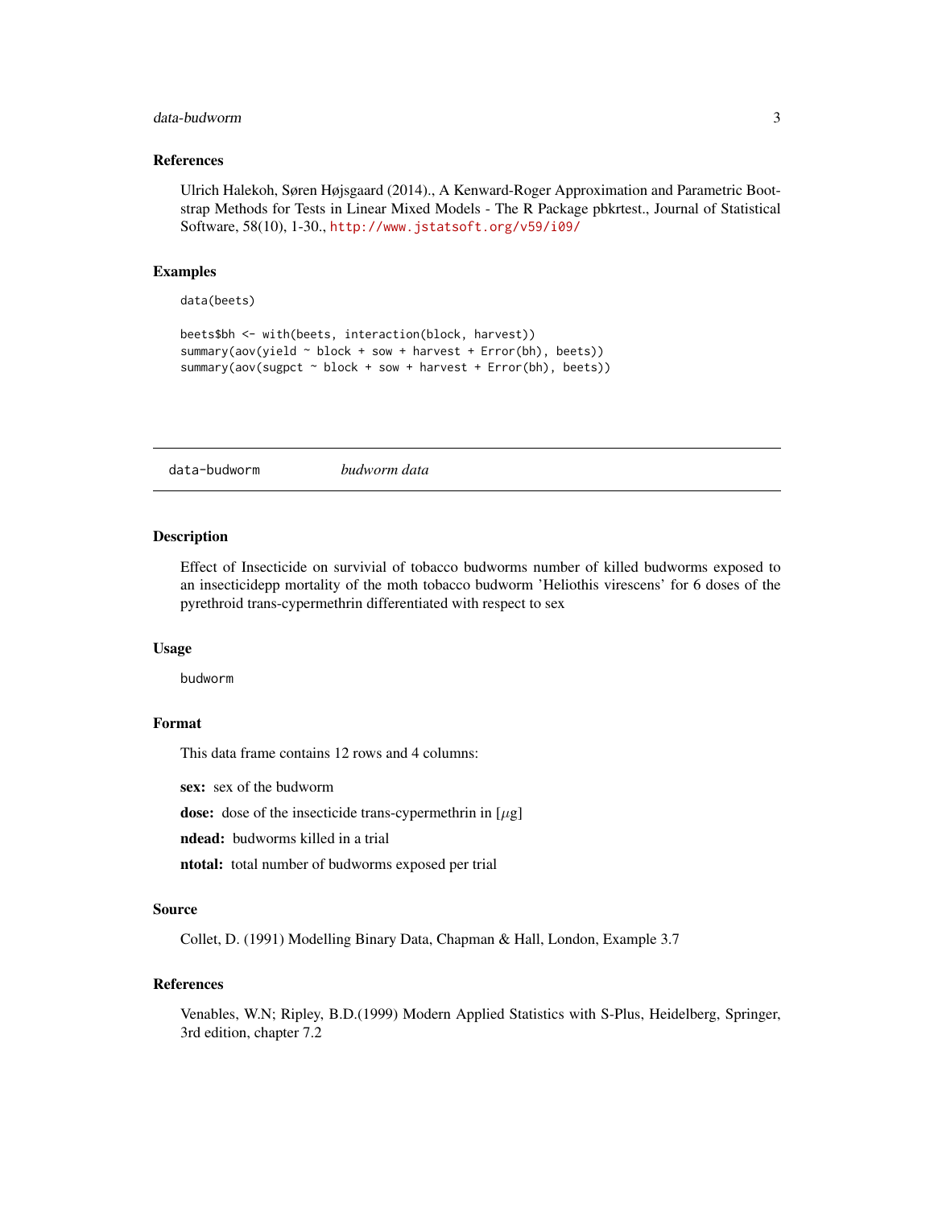### References

Ulrich Halekoh, Søren Højsgaard (2014)., A Kenward-Roger Approximation and Parametric Bootstrap Methods for Tests in Linear Mixed Models - The R Package pbkrtest., Journal of Statistical Software, 58(10), 1-30., http://www.jstatsoft.org/v59/i09/

### Examples

```
data(beets)

beets$bh <- with(beets, interaction(block, harvest))
summary(aov(yield ~ block + sow + harvest + Error(bh), beets))
summary(aov(sugpct ~ block + sow + harvest + Error(bh), beets))
```

---

## data-budworm *budworm data*

### Description

Effect of Insecticide on survivial of tobacco budworms number of killed budworms exposed to an insecticidepp mortality of the moth tobacco budworm 'Heliothis virescens' for 6 doses of the pyrethroid trans-cypermethrin differentiated with respect to sex

### Usage

```
budworm
```

### Format

This data frame contains 12 rows and 4 columns:

**sex:** sex of the budworm

**dose:** dose of the insecticide trans-cypermethrin in [$\mu$g]

**ndead:** budworms killed in a trial

**ntotal:** total number of budworms exposed per trial

### Source

Collet, D. (1991) Modelling Binary Data, Chapman & Hall, London, Example 3.7

### References

Venables, W.N; Ripley, B.D.(1999) Modern Applied Statistics with S-Plus, Heidelberg, Springer, 3rd edition, chapter 7.2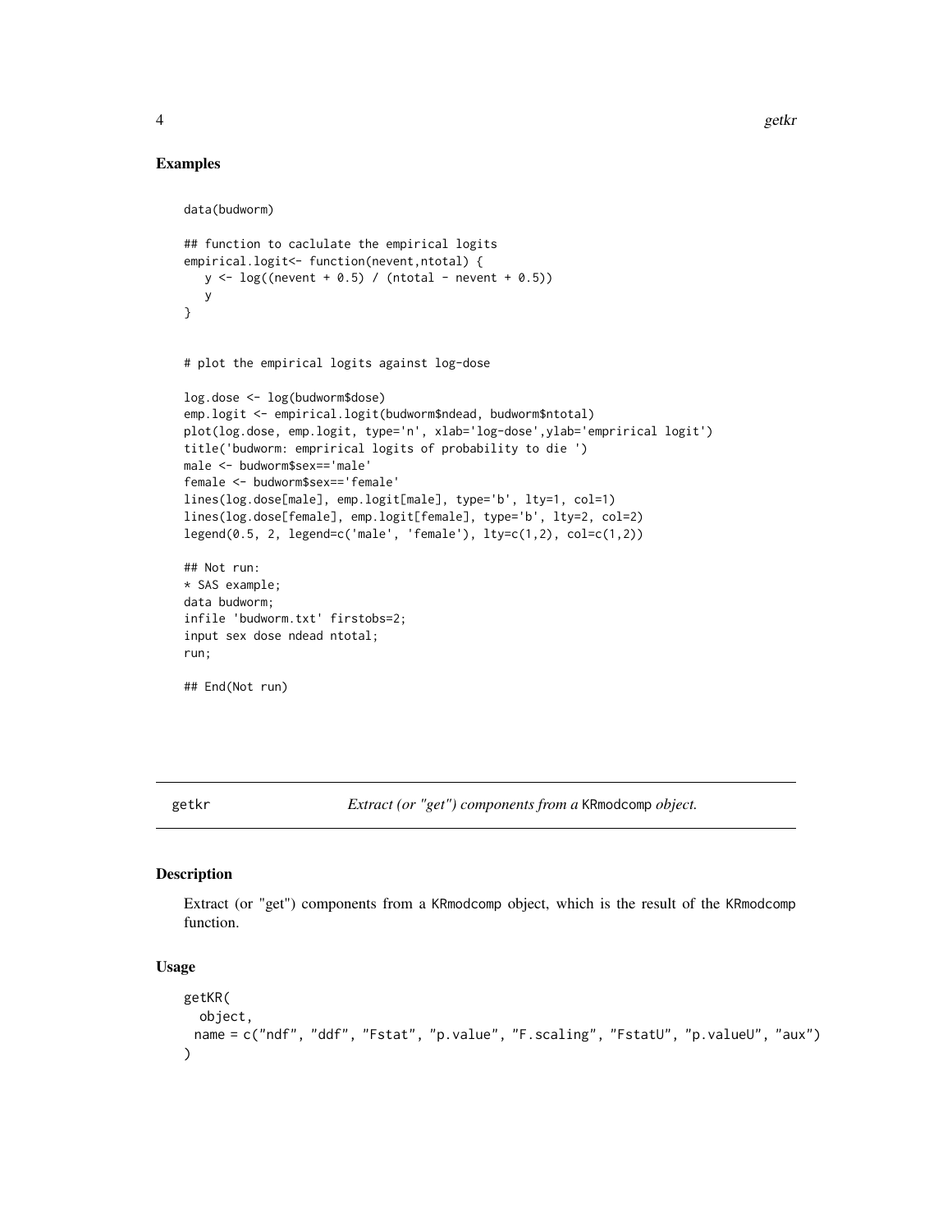## Examples

```
data(budworm)

## function to caclulate the empirical logits
empirical.logit<- function(nevent,ntotal) {
   y <- log((nevent + 0.5) / (ntotal - nevent + 0.5))
   y
}


# plot the empirical logits against log-dose

log.dose <- log(budworm$dose)
emp.logit <- empirical.logit(budworm$ndead, budworm$ntotal)
plot(log.dose, emp.logit, type='n', xlab='log-dose',ylab='emprirical logit')
title('budworm: emprirical logits of probability to die ')
male <- budworm$sex=='male'
female <- budworm$sex=='female'
lines(log.dose[male], emp.logit[male], type='b', lty=1, col=1)
lines(log.dose[female], emp.logit[female], type='b', lty=2, col=2)
legend(0.5, 2, legend=c('male', 'female'), lty=c(1,2), col=c(1,2))

## Not run:
* SAS example;
data budworm;
infile 'budworm.txt' firstobs=2;
input sex dose ndead ntotal;
run;

## End(Not run)
```

---

# getkr — *Extract (or "get") components from a* KRmodcomp *object.*

## Description

Extract (or "get") components from a KRmodcomp object, which is the result of the KRmodcomp function.

## Usage

```
getKR(
  object,
  name = c("ndf", "ddf", "Fstat", "p.value", "F.scaling", "FstatU", "p.valueU", "aux")
)
```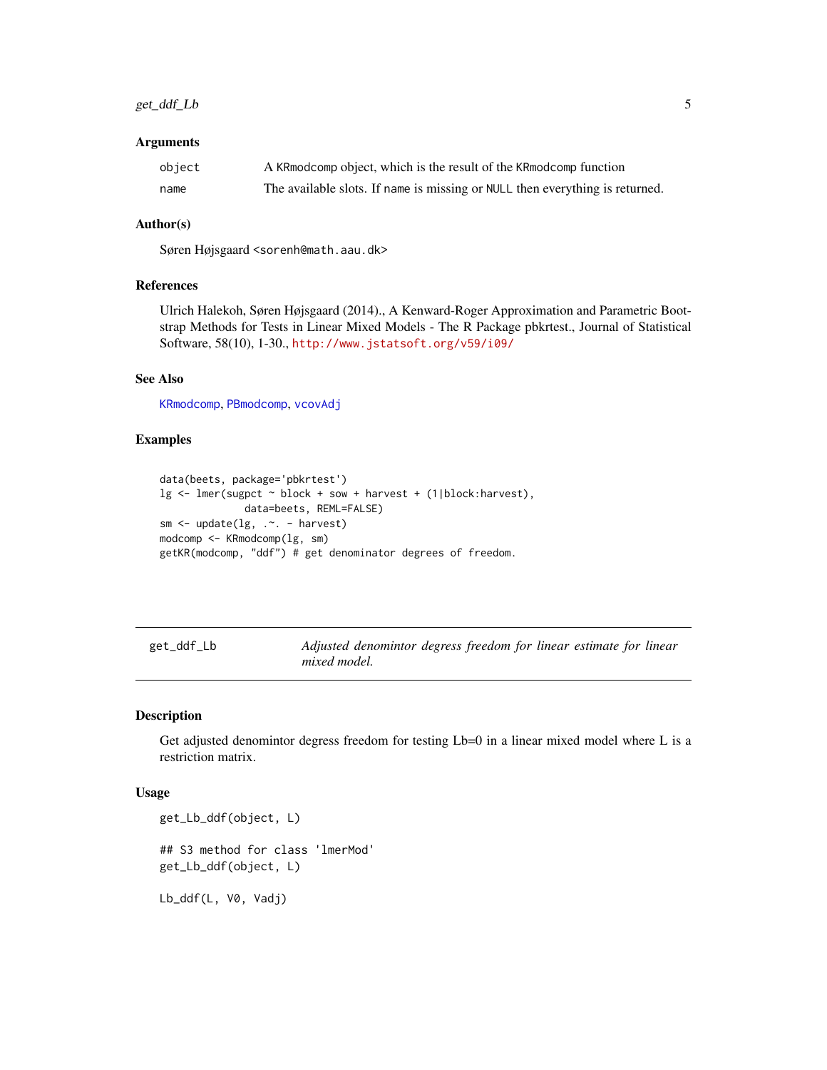## Arguments

| | |
|---|---|
| object | A KRmodcomp object, which is the result of the KRmodcomp function |
| name | The available slots. If name is missing or NULL then everything is returned. |

## Author(s)

Søren Højsgaard <sorenh@math.aau.dk>

## References

Ulrich Halekoh, Søren Højsgaard (2014)., A Kenward-Roger Approximation and Parametric Bootstrap Methods for Tests in Linear Mixed Models - The R Package pbkrtest., Journal of Statistical Software, 58(10), 1-30., http://www.jstatsoft.org/v59/i09/

## See Also

KRmodcomp, PBmodcomp, vcovAdj

## Examples

```
data(beets, package='pbkrtest')
lg <- lmer(sugpct ~ block + sow + harvest + (1|block:harvest),
              data=beets, REML=FALSE)
sm <- update(lg, .~. - harvest)
modcomp <- KRmodcomp(lg, sm)
getKR(modcomp, "ddf") # get denominator degrees of freedom.
```

---

# get_ddf_Lb — *Adjusted denomintor degress freedom for linear estimate for linear mixed model.*

---

## Description

Get adjusted denomintor degress freedom for testing Lb=0 in a linear mixed model where L is a restriction matrix.

## Usage

```
get_Lb_ddf(object, L)

## S3 method for class 'lmerMod'
get_Lb_ddf(object, L)

Lb_ddf(L, V0, Vadj)
```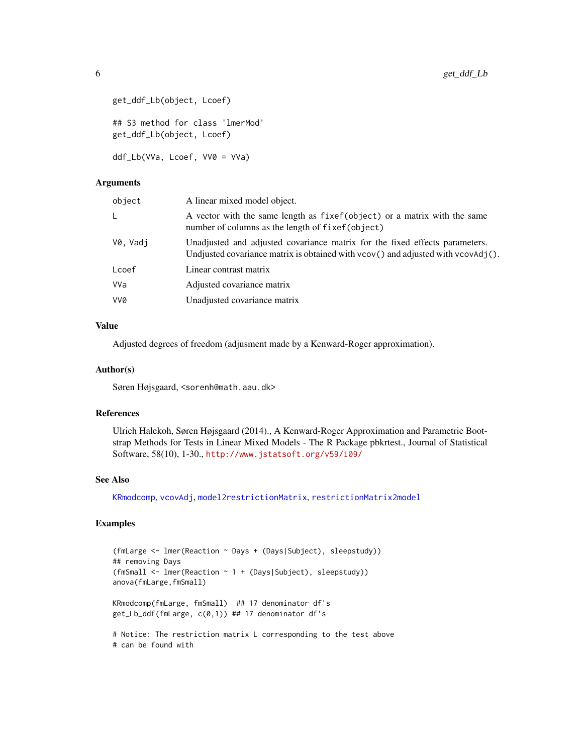```
get_ddf_Lb(object, Lcoef)

## S3 method for class 'lmerMod'
get_ddf_Lb(object, Lcoef)

ddf_Lb(VVa, Lcoef, VV0 = VVa)
```

### Arguments

| | |
|---|---|
| object | A linear mixed model object. |
| L | A vector with the same length as `fixef(object)` or a matrix with the same number of columns as the length of `fixef(object)` |
| V0, Vadj | Unadjusted and adjusted covariance matrix for the fixed effects parameters. Undjusted covariance matrix is obtained with `vcov()` and adjusted with `vcovAdj()`. |
| Lcoef | Linear contrast matrix |
| VVa | Adjusted covariance matrix |
| VV0 | Unadjusted covariance matrix |

### Value

Adjusted degrees of freedom (adjusment made by a Kenward-Roger approximation).

### Author(s)

Søren Højsgaard, <sorenh@math.aau.dk>

### References

Ulrich Halekoh, Søren Højsgaard (2014)., A Kenward-Roger Approximation and Parametric Bootstrap Methods for Tests in Linear Mixed Models - The R Package pbkrtest., Journal of Statistical Software, 58(10), 1-30., http://www.jstatsoft.org/v59/i09/

### See Also

KRmodcomp, vcovAdj, model2restrictionMatrix, restrictionMatrix2model

### Examples

```
(fmLarge <- lmer(Reaction ~ Days + (Days|Subject), sleepstudy))
## removing Days
(fmSmall <- lmer(Reaction ~ 1 + (Days|Subject), sleepstudy))
anova(fmLarge,fmSmall)

KRmodcomp(fmLarge, fmSmall)  ## 17 denominator df's
get_Lb_ddf(fmLarge, c(0,1)) ## 17 denominator df's

# Notice: The restriction matrix L corresponding to the test above
# can be found with
```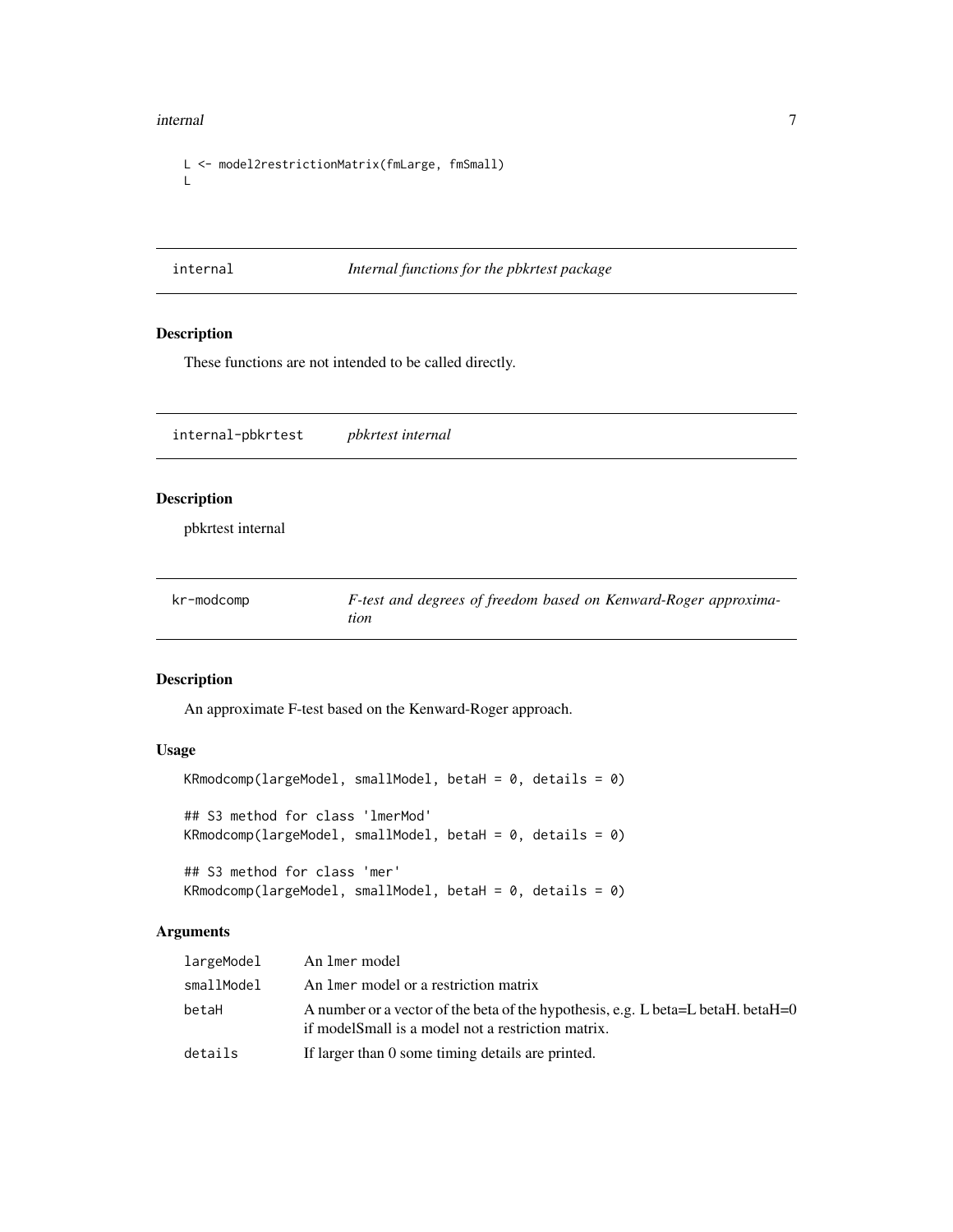```
L <- model2restrictionMatrix(fmLarge, fmSmall)
L
```

## internal — *Internal functions for the pbkrtest package*

### Description

These functions are not intended to be called directly.

## internal-pbkrtest — *pbkrtest internal*

### Description

pbkrtest internal

## kr-modcomp — *F-test and degrees of freedom based on Kenward-Roger approximation*

### Description

An approximate F-test based on the Kenward-Roger approach.

### Usage

```
KRmodcomp(largeModel, smallModel, betaH = 0, details = 0)

## S3 method for class 'lmerMod'
KRmodcomp(largeModel, smallModel, betaH = 0, details = 0)

## S3 method for class 'mer'
KRmodcomp(largeModel, smallModel, betaH = 0, details = 0)
```

### Arguments

| | |
|---|---|
| `largeModel` | An `lmer` model |
| `smallModel` | An `lmer` model or a restriction matrix |
| `betaH` | A number or a vector of the beta of the hypothesis, e.g. L beta=L betaH. betaH=0 if modelSmall is a model not a restriction matrix. |
| `details` | If larger than 0 some timing details are printed. |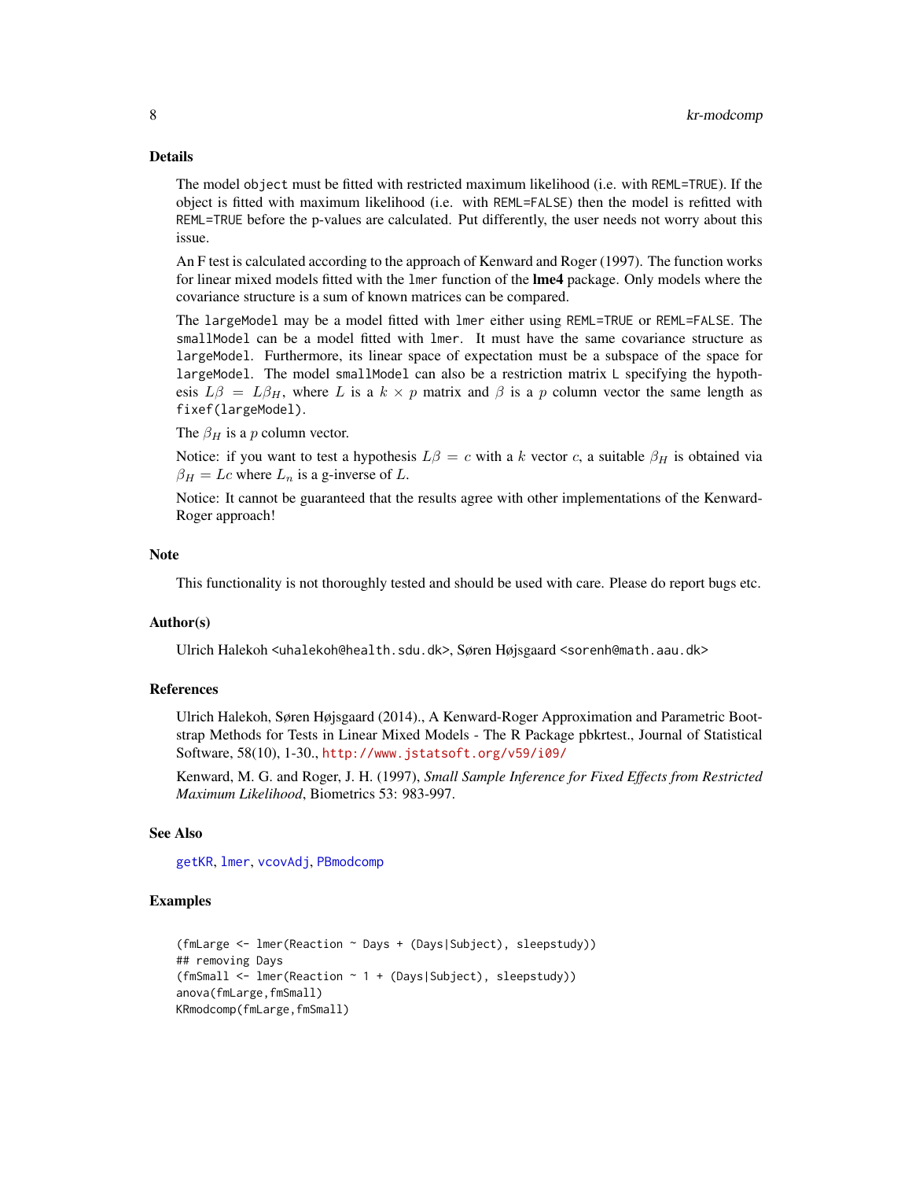## Details

The model `object` must be fitted with restricted maximum likelihood (i.e. with `REML=TRUE`). If the object is fitted with maximum likelihood (i.e. with `REML=FALSE`) then the model is refitted with `REML=TRUE` before the p-values are calculated. Put differently, the user needs not worry about this issue.

An F test is calculated according to the approach of Kenward and Roger (1997). The function works for linear mixed models fitted with the `lmer` function of the **lme4** package. Only models where the covariance structure is a sum of known matrices can be compared.

The `largeModel` may be a model fitted with `lmer` either using `REML=TRUE` or `REML=FALSE`. The `smallModel` can be a model fitted with `lmer`. It must have the same covariance structure as `largeModel`. Furthermore, its linear space of expectation must be a subspace of the space for `largeModel`. The model `smallModel` can also be a restriction matrix `L` specifying the hypothesis $L\beta = L\beta_H$, where $L$ is a $k \times p$ matrix and $\beta$ is a $p$ column vector the same length as `fixef(largeModel)`.

The $\beta_H$ is a $p$ column vector.

Notice: if you want to test a hypothesis $L\beta = c$ with a $k$ vector $c$, a suitable $\beta_H$ is obtained via $\beta_H = Lc$ where $L_n$ is a g-inverse of $L$.

Notice: It cannot be guaranteed that the results agree with other implementations of the Kenward-Roger approach!

## Note

This functionality is not thoroughly tested and should be used with care. Please do report bugs etc.

## Author(s)

Ulrich Halekoh <uhalekoh@health.sdu.dk>, Søren Højsgaard <sorenh@math.aau.dk>

## References

Ulrich Halekoh, Søren Højsgaard (2014)., A Kenward-Roger Approximation and Parametric Bootstrap Methods for Tests in Linear Mixed Models - The R Package pbkrtest., Journal of Statistical Software, 58(10), 1-30., http://www.jstatsoft.org/v59/i09/

Kenward, M. G. and Roger, J. H. (1997), *Small Sample Inference for Fixed Effects from Restricted Maximum Likelihood*, Biometrics 53: 983-997.

## See Also

`getKR`, `lmer`, `vcovAdj`, `PBmodcomp`

## Examples

```
(fmLarge <- lmer(Reaction ~ Days + (Days|Subject), sleepstudy))
## removing Days
(fmSmall <- lmer(Reaction ~ 1 + (Days|Subject), sleepstudy))
anova(fmLarge,fmSmall)
KRmodcomp(fmLarge,fmSmall)
```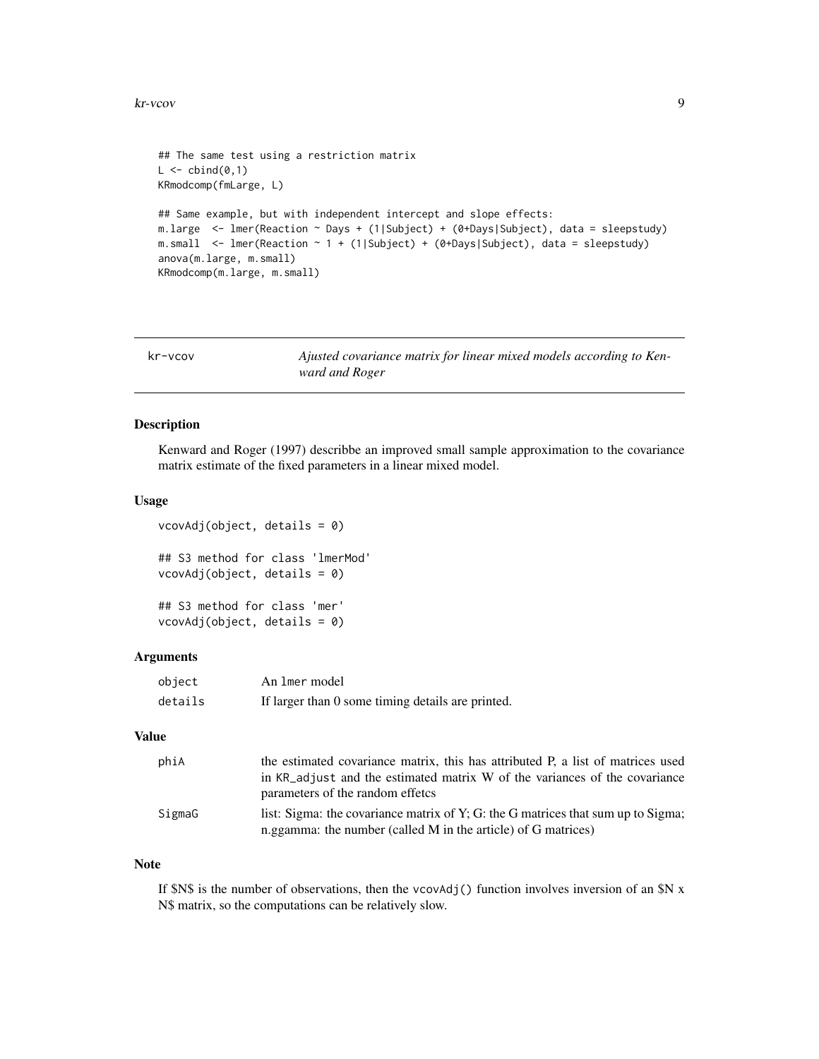```
## The same test using a restriction matrix
L <- cbind(0,1)
KRmodcomp(fmLarge, L)

## Same example, but with independent intercept and slope effects:
m.large  <- lmer(Reaction ~ Days + (1|Subject) + (0+Days|Subject), data = sleepstudy)
m.small  <- lmer(Reaction ~ 1 + (1|Subject) + (0+Days|Subject), data = sleepstudy)
anova(m.large, m.small)
KRmodcomp(m.large, m.small)
```

---

## kr-vcov — *Ajusted covariance matrix for linear mixed models according to Kenward and Roger*

---

### Description

Kenward and Roger (1997) describbe an improved small sample approximation to the covariance matrix estimate of the fixed parameters in a linear mixed model.

### Usage

```
vcovAdj(object, details = 0)

## S3 method for class 'lmerMod'
vcovAdj(object, details = 0)

## S3 method for class 'mer'
vcovAdj(object, details = 0)
```

### Arguments

| | |
|---|---|
| `object` | An `lmer` model |
| `details` | If larger than 0 some timing details are printed. |

### Value

| | |
|---|---|
| phiA | the estimated covariance matrix, this has attributed P, a list of matrices used in `KR_adjust` and the estimated matrix W of the variances of the covariance parameters of the random effetcs |
| SigmaG | list: Sigma: the covariance matrix of Y; G: the G matrices that sum up to Sigma; n.ggamma: the number (called M in the article) of G matrices) |

### Note

If $N$ is the number of observations, then the `vcovAdj()` function involves inversion of an $N x N$ matrix, so the computations can be relatively slow.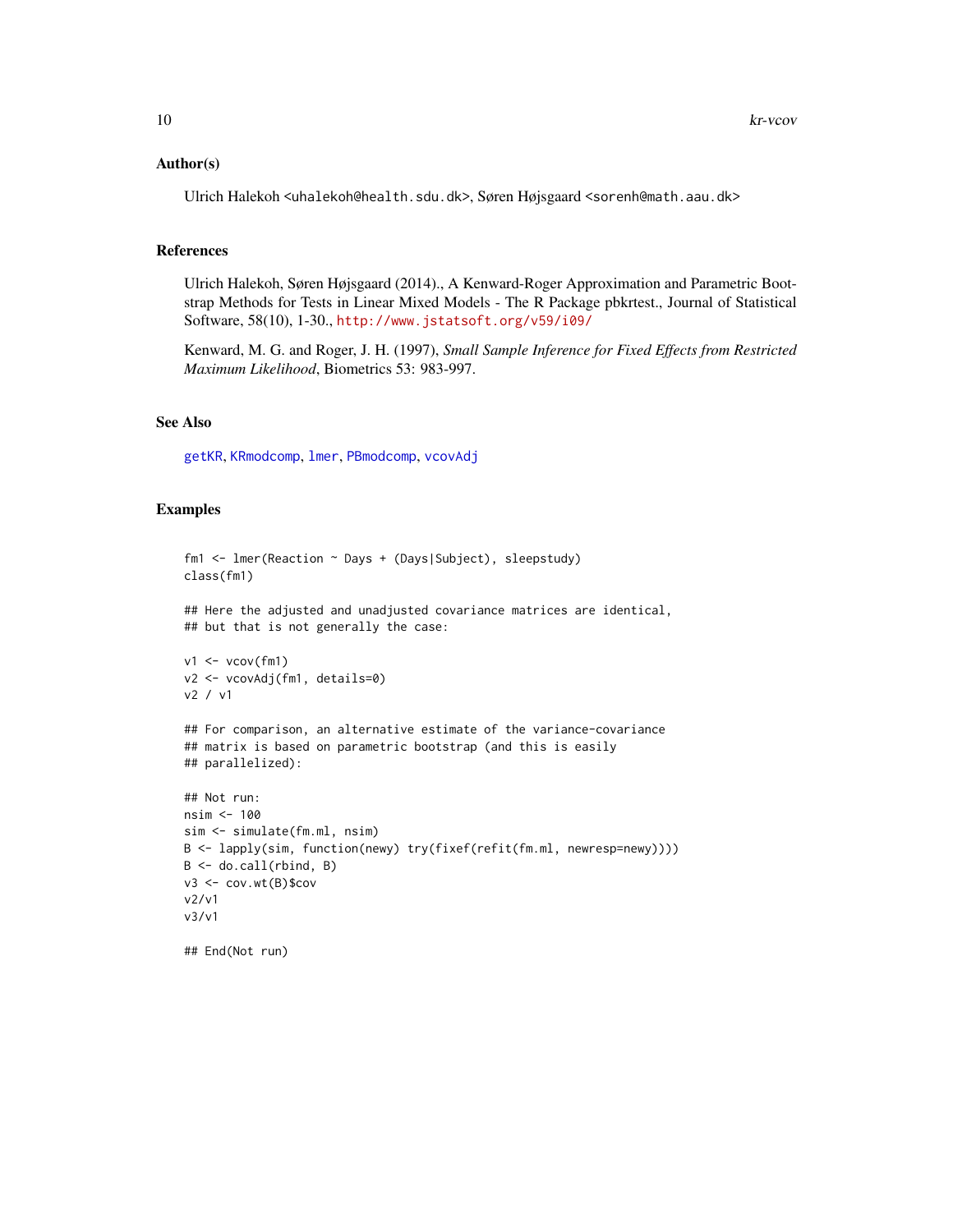### Author(s)

Ulrich Halekoh <uhalekoh@health.sdu.dk>, Søren Højsgaard <sorenh@math.aau.dk>

### References

Ulrich Halekoh, Søren Højsgaard (2014)., A Kenward-Roger Approximation and Parametric Bootstrap Methods for Tests in Linear Mixed Models - The R Package pbkrtest., Journal of Statistical Software, 58(10), 1-30., http://www.jstatsoft.org/v59/i09/

Kenward, M. G. and Roger, J. H. (1997), *Small Sample Inference for Fixed Effects from Restricted Maximum Likelihood*, Biometrics 53: 983-997.

### See Also

getKR, KRmodcomp, lmer, PBmodcomp, vcovAdj

### Examples

```
fm1 <- lmer(Reaction ~ Days + (Days|Subject), sleepstudy)
class(fm1)

## Here the adjusted and unadjusted covariance matrices are identical,
## but that is not generally the case:

v1 <- vcov(fm1)
v2 <- vcovAdj(fm1, details=0)
v2 / v1

## For comparison, an alternative estimate of the variance-covariance
## matrix is based on parametric bootstrap (and this is easily
## parallelized):

## Not run:
nsim <- 100
sim <- simulate(fm.ml, nsim)
B <- lapply(sim, function(newy) try(fixef(refit(fm.ml, newresp=newy))))
B <- do.call(rbind, B)
v3 <- cov.wt(B)$cov
v2/v1
v3/v1

## End(Not run)
```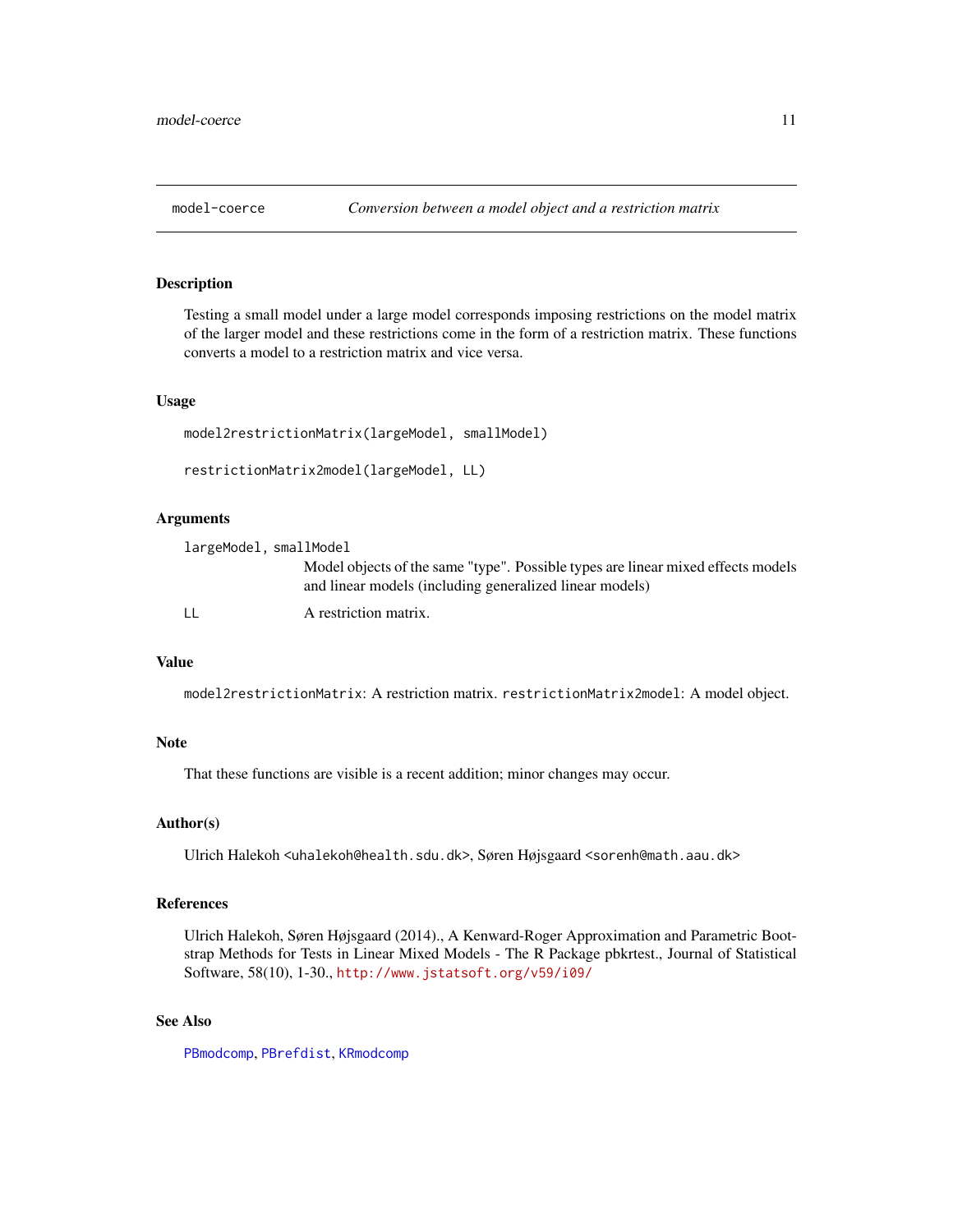## model-coerce *Conversion between a model object and a restriction matrix*

### Description

Testing a small model under a large model corresponds imposing restrictions on the model matrix of the larger model and these restrictions come in the form of a restriction matrix. These functions converts a model to a restriction matrix and vice versa.

### Usage

```
model2restrictionMatrix(largeModel, smallModel)

restrictionMatrix2model(largeModel, LL)
```

### Arguments

| | |
|---|---|
| `largeModel, smallModel` | Model objects of the same "type". Possible types are linear mixed effects models and linear models (including generalized linear models) |
| `LL` | A restriction matrix. |

### Value

`model2restrictionMatrix`: A restriction matrix. `restrictionMatrix2model`: A model object.

### Note

That these functions are visible is a recent addition; minor changes may occur.

### Author(s)

Ulrich Halekoh <uhalekoh@health.sdu.dk>, Søren Højsgaard <sorenh@math.aau.dk>

### References

Ulrich Halekoh, Søren Højsgaard (2014)., A Kenward-Roger Approximation and Parametric Bootstrap Methods for Tests in Linear Mixed Models - The R Package pbkrtest., Journal of Statistical Software, 58(10), 1-30., http://www.jstatsoft.org/v59/i09/

### See Also

PBmodcomp, PBrefdist, KRmodcomp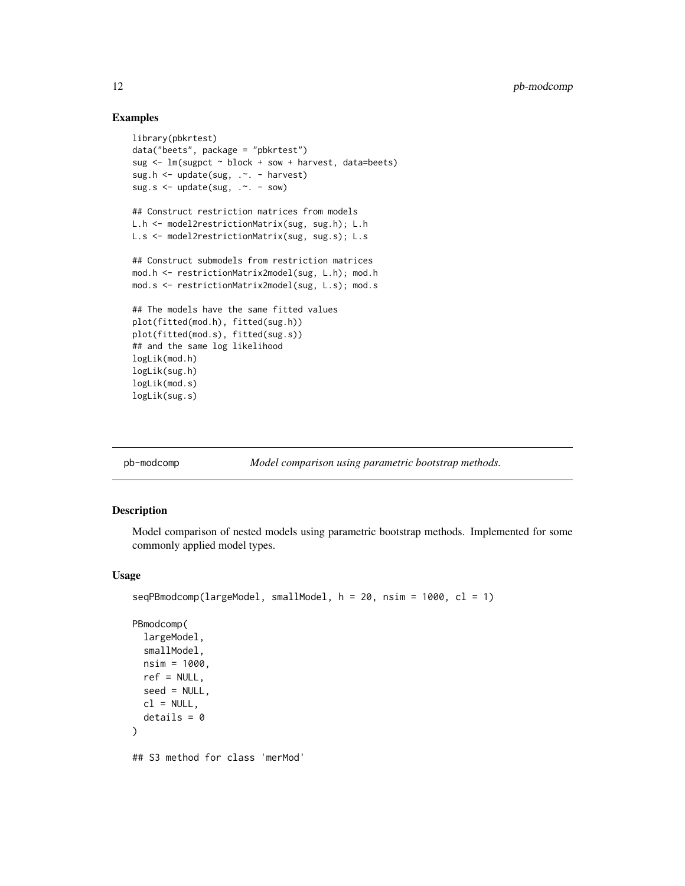### Examples

```
library(pbkrtest)
data("beets", package = "pbkrtest")
sug <- lm(sugpct ~ block + sow + harvest, data=beets)
sug.h <- update(sug, .~. - harvest)
sug.s <- update(sug, .~. - sow)

## Construct restriction matrices from models
L.h <- model2restrictionMatrix(sug, sug.h); L.h
L.s <- model2restrictionMatrix(sug, sug.s); L.s

## Construct submodels from restriction matrices
mod.h <- restrictionMatrix2model(sug, L.h); mod.h
mod.s <- restrictionMatrix2model(sug, L.s); mod.s

## The models have the same fitted values
plot(fitted(mod.h), fitted(sug.h))
plot(fitted(mod.s), fitted(sug.s))
## and the same log likelihood
logLik(mod.h)
logLik(sug.h)
logLik(mod.s)
logLik(sug.s)
```

---

## pb-modcomp *Model comparison using parametric bootstrap methods.*

---

### Description

Model comparison of nested models using parametric bootstrap methods. Implemented for some commonly applied model types.

### Usage

```
seqPBmodcomp(largeModel, smallModel, h = 20, nsim = 1000, cl = 1)

PBmodcomp(
  largeModel,
  smallModel,
  nsim = 1000,
  ref = NULL,
  seed = NULL,
  cl = NULL,
  details = 0
)

## S3 method for class 'merMod'
```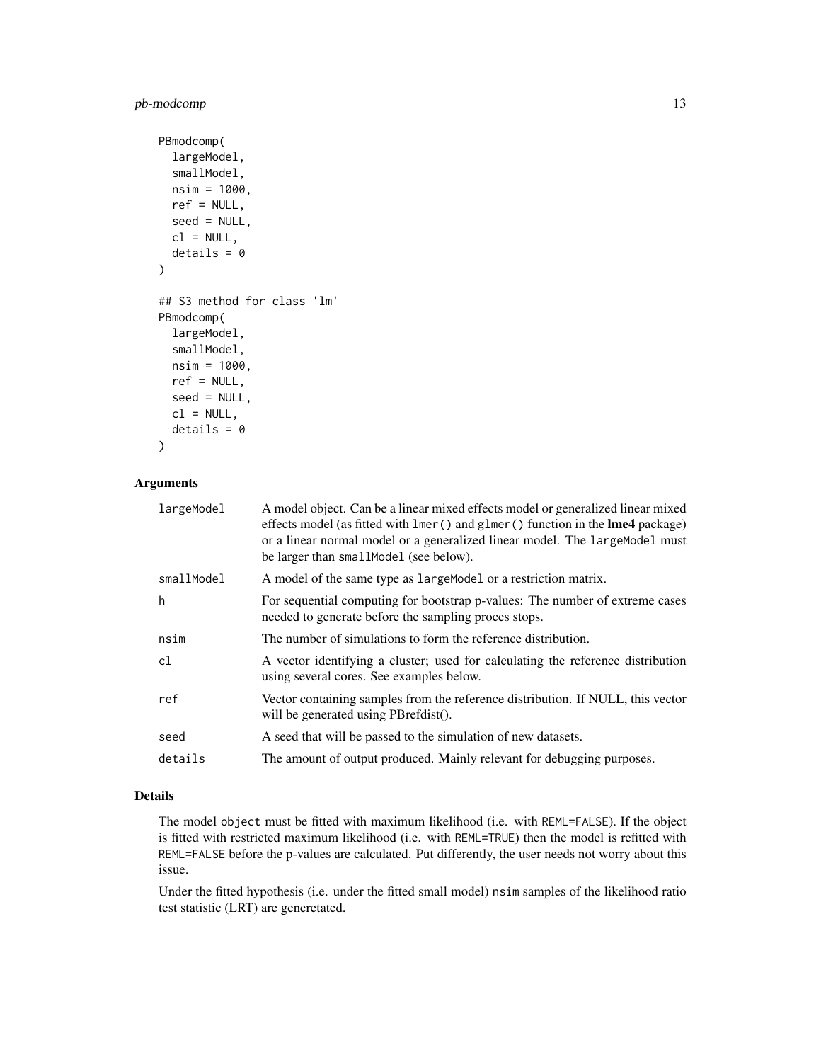```
PBmodcomp(
  largeModel,
  smallModel,
  nsim = 1000,
  ref = NULL,
  seed = NULL,
  cl = NULL,
  details = 0
)

## S3 method for class 'lm'
PBmodcomp(
  largeModel,
  smallModel,
  nsim = 1000,
  ref = NULL,
  seed = NULL,
  cl = NULL,
  details = 0
)
```

## Arguments

| | |
|---|---|
| `largeModel` | A model object. Can be a linear mixed effects model or generalized linear mixed effects model (as fitted with `lmer()` and `glmer()` function in the **lme4** package) or a linear normal model or a generalized linear model. The `largeModel` must be larger than `smallModel` (see below). |
| `smallModel` | A model of the same type as `largeModel` or a restriction matrix. |
| `h` | For sequential computing for bootstrap p-values: The number of extreme cases needed to generate before the sampling proces stops. |
| `nsim` | The number of simulations to form the reference distribution. |
| `cl` | A vector identifying a cluster; used for calculating the reference distribution using several cores. See examples below. |
| `ref` | Vector containing samples from the reference distribution. If NULL, this vector will be generated using PBrefdist(). |
| `seed` | A seed that will be passed to the simulation of new datasets. |
| `details` | The amount of output produced. Mainly relevant for debugging purposes. |

## Details

The model `object` must be fitted with maximum likelihood (i.e. with `REML=FALSE`). If the object is fitted with restricted maximum likelihood (i.e. with `REML=TRUE`) then the model is refitted with `REML=FALSE` before the p-values are calculated. Put differently, the user needs not worry about this issue.

Under the fitted hypothesis (i.e. under the fitted small model) `nsim` samples of the likelihood ratio test statistic (LRT) are generetated.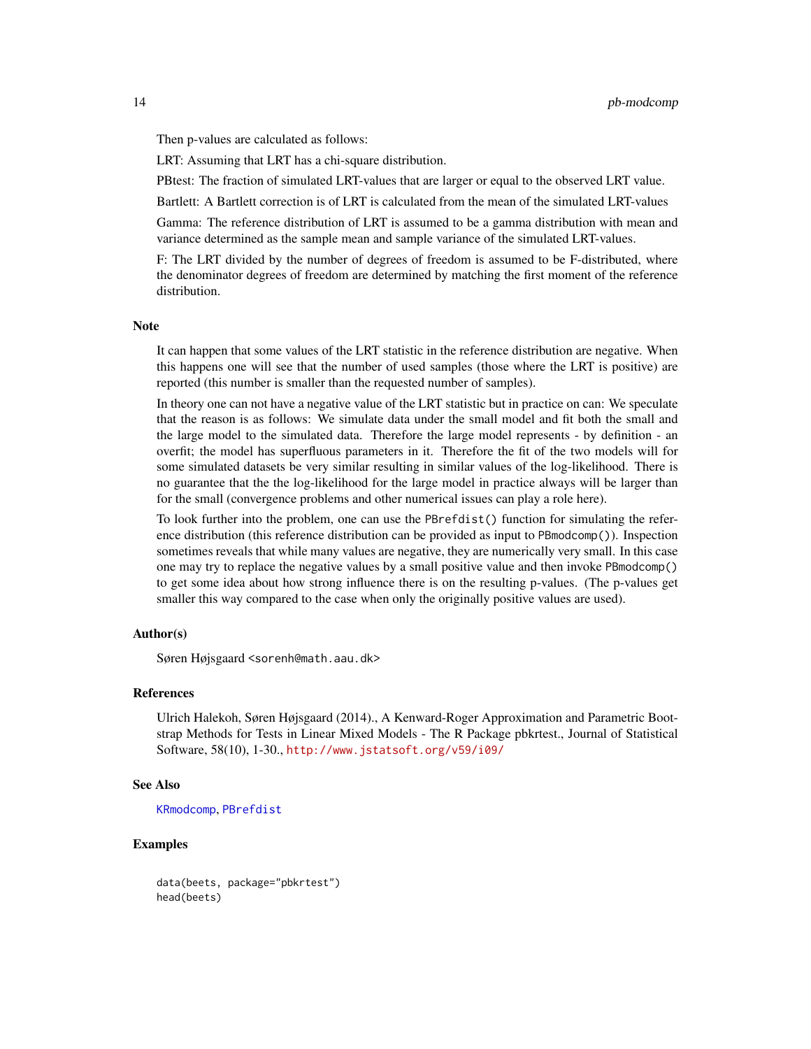Then p-values are calculated as follows:

LRT: Assuming that LRT has a chi-square distribution.

PBtest: The fraction of simulated LRT-values that are larger or equal to the observed LRT value.

Bartlett: A Bartlett correction is of LRT is calculated from the mean of the simulated LRT-values

Gamma: The reference distribution of LRT is assumed to be a gamma distribution with mean and variance determined as the sample mean and sample variance of the simulated LRT-values.

F: The LRT divided by the number of degrees of freedom is assumed to be F-distributed, where the denominator degrees of freedom are determined by matching the first moment of the reference distribution.

## Note

It can happen that some values of the LRT statistic in the reference distribution are negative. When this happens one will see that the number of used samples (those where the LRT is positive) are reported (this number is smaller than the requested number of samples).

In theory one can not have a negative value of the LRT statistic but in practice on can: We speculate that the reason is as follows: We simulate data under the small model and fit both the small and the large model to the simulated data. Therefore the large model represents - by definition - an overfit; the model has superfluous parameters in it. Therefore the fit of the two models will for some simulated datasets be very similar resulting in similar values of the log-likelihood. There is no guarantee that the the log-likelihood for the large model in practice always will be larger than for the small (convergence problems and other numerical issues can play a role here).

To look further into the problem, one can use the `PBrefdist()` function for simulating the reference distribution (this reference distribution can be provided as input to `PBmodcomp()`). Inspection sometimes reveals that while many values are negative, they are numerically very small. In this case one may try to replace the negative values by a small positive value and then invoke `PBmodcomp()` to get some idea about how strong influence there is on the resulting p-values. (The p-values get smaller this way compared to the case when only the originally positive values are used).

## Author(s)

Søren Højsgaard <sorenh@math.aau.dk>

## References

Ulrich Halekoh, Søren Højsgaard (2014)., A Kenward-Roger Approximation and Parametric Bootstrap Methods for Tests in Linear Mixed Models - The R Package pbkrtest., Journal of Statistical Software, 58(10), 1-30., http://www.jstatsoft.org/v59/i09/

## See Also

KRmodcomp, PBrefdist

## Examples

```
data(beets, package="pbkrtest")
head(beets)
```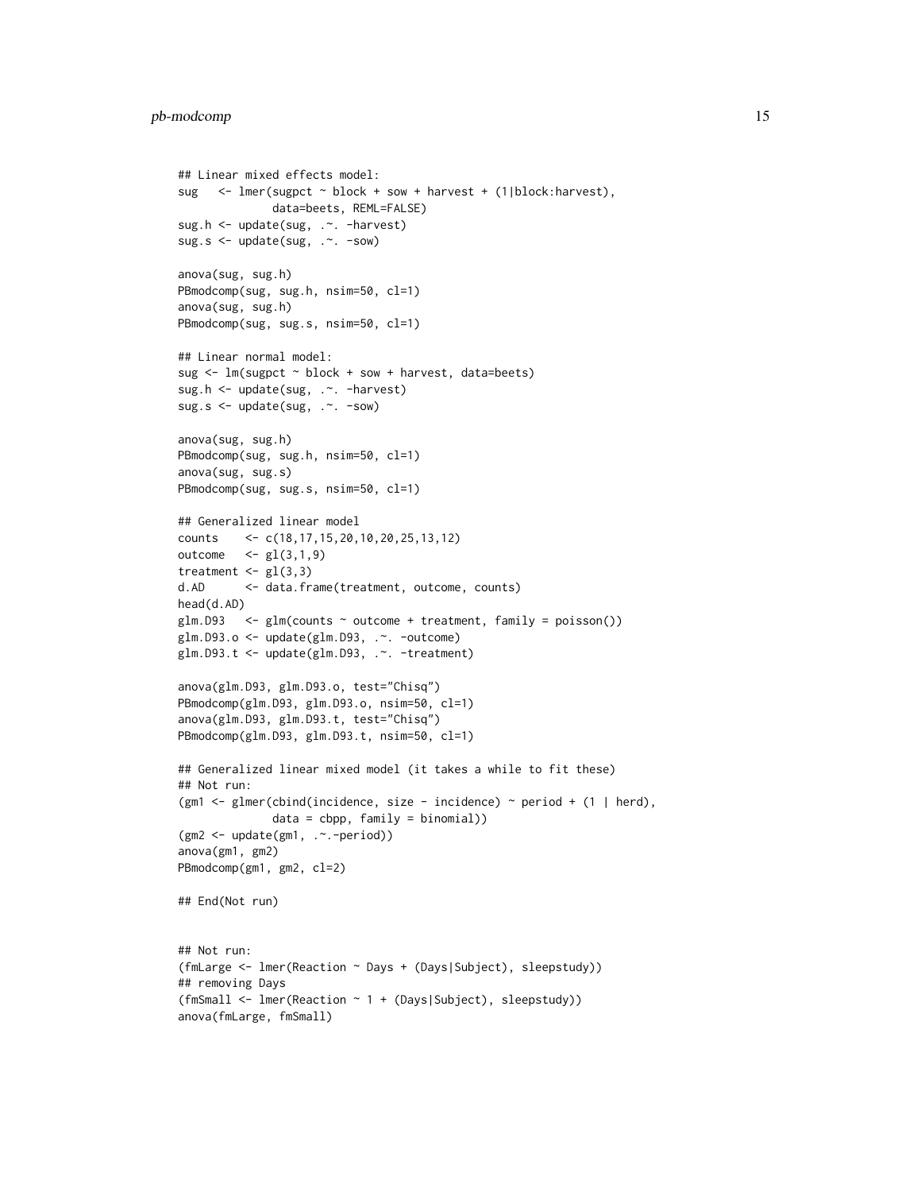```
## Linear mixed effects model:
sug   <- lmer(sugpct ~ block + sow + harvest + (1|block:harvest),
              data=beets, REML=FALSE)
sug.h <- update(sug, .~. -harvest)
sug.s <- update(sug, .~. -sow)

anova(sug, sug.h)
PBmodcomp(sug, sug.h, nsim=50, cl=1)
anova(sug, sug.h)
PBmodcomp(sug, sug.s, nsim=50, cl=1)

## Linear normal model:
sug <- lm(sugpct ~ block + sow + harvest, data=beets)
sug.h <- update(sug, .~. -harvest)
sug.s <- update(sug, .~. -sow)

anova(sug, sug.h)
PBmodcomp(sug, sug.h, nsim=50, cl=1)
anova(sug, sug.s)
PBmodcomp(sug, sug.s, nsim=50, cl=1)

## Generalized linear model
counts    <- c(18,17,15,20,10,20,25,13,12)
outcome   <- gl(3,1,9)
treatment <- gl(3,3)
d.AD      <- data.frame(treatment, outcome, counts)
head(d.AD)
glm.D93   <- glm(counts ~ outcome + treatment, family = poisson())
glm.D93.o <- update(glm.D93, .~. -outcome)
glm.D93.t <- update(glm.D93, .~. -treatment)

anova(glm.D93, glm.D93.o, test="Chisq")
PBmodcomp(glm.D93, glm.D93.o, nsim=50, cl=1)
anova(glm.D93, glm.D93.t, test="Chisq")
PBmodcomp(glm.D93, glm.D93.t, nsim=50, cl=1)

## Generalized linear mixed model (it takes a while to fit these)
## Not run:
(gm1 <- glmer(cbind(incidence, size - incidence) ~ period + (1 | herd),
              data = cbpp, family = binomial))
(gm2 <- update(gm1, .~.-period))
anova(gm1, gm2)
PBmodcomp(gm1, gm2, cl=2)

## End(Not run)


## Not run:
(fmLarge <- lmer(Reaction ~ Days + (Days|Subject), sleepstudy))
## removing Days
(fmSmall <- lmer(Reaction ~ 1 + (Days|Subject), sleepstudy))
anova(fmLarge, fmSmall)
```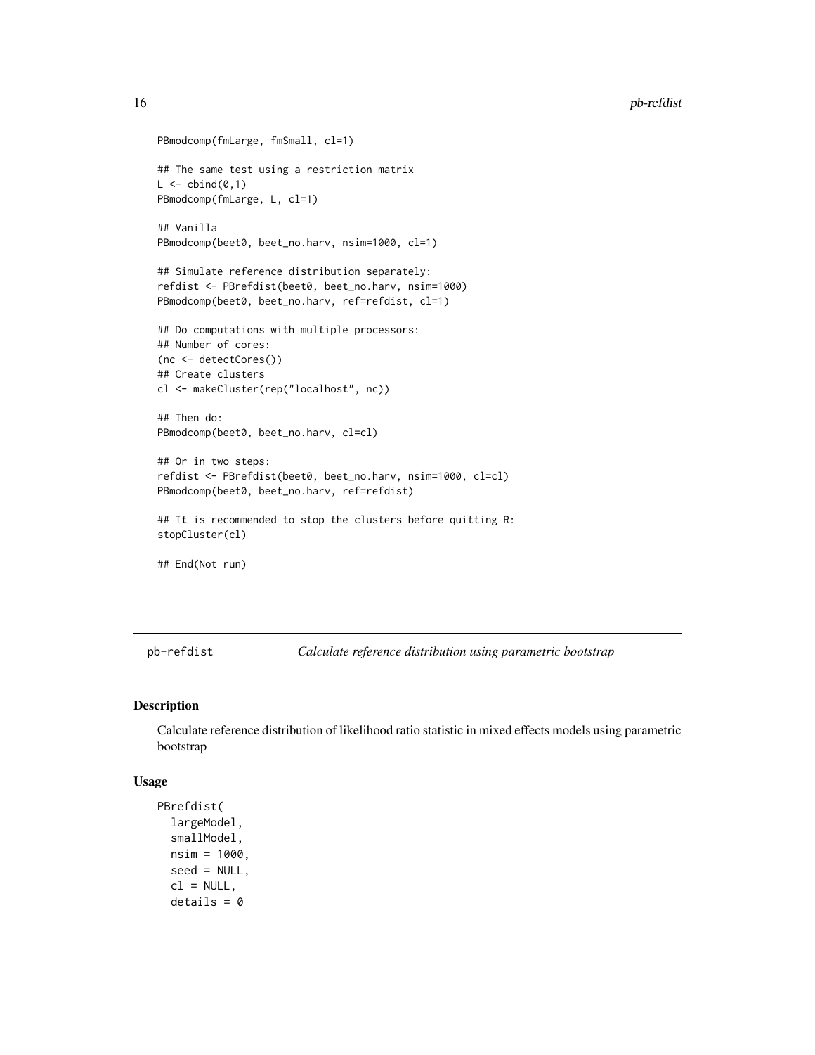```
PBmodcomp(fmLarge, fmSmall, cl=1)

## The same test using a restriction matrix
L <- cbind(0,1)
PBmodcomp(fmLarge, L, cl=1)

## Vanilla
PBmodcomp(beet0, beet_no.harv, nsim=1000, cl=1)

## Simulate reference distribution separately:
refdist <- PBrefdist(beet0, beet_no.harv, nsim=1000)
PBmodcomp(beet0, beet_no.harv, ref=refdist, cl=1)

## Do computations with multiple processors:
## Number of cores:
(nc <- detectCores())
## Create clusters
cl <- makeCluster(rep("localhost", nc))

## Then do:
PBmodcomp(beet0, beet_no.harv, cl=cl)

## Or in two steps:
refdist <- PBrefdist(beet0, beet_no.harv, nsim=1000, cl=cl)
PBmodcomp(beet0, beet_no.harv, ref=refdist)

## It is recommended to stop the clusters before quitting R:
stopCluster(cl)

## End(Not run)
```

## pb-refdist — *Calculate reference distribution using parametric bootstrap*

### Description

Calculate reference distribution of likelihood ratio statistic in mixed effects models using parametric bootstrap

### Usage

```
PBrefdist(
  largeModel,
  smallModel,
  nsim = 1000,
  seed = NULL,
  cl = NULL,
  details = 0
```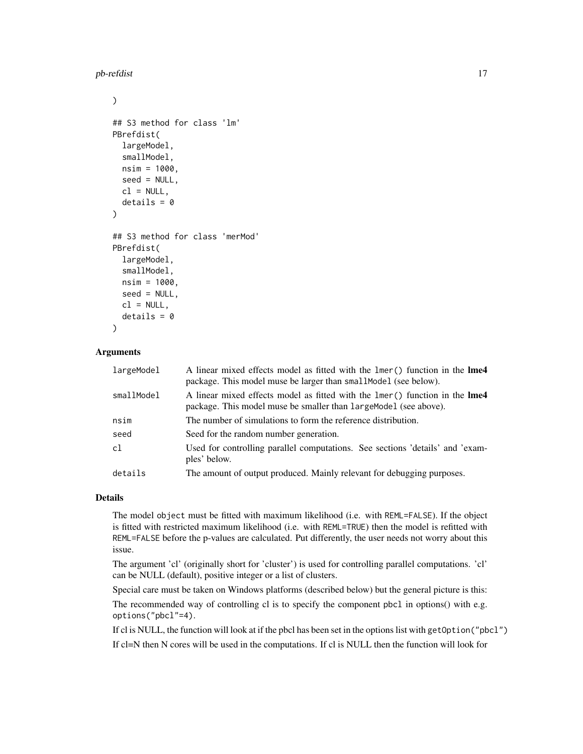```
)

## S3 method for class 'lm'
PBrefdist(
  largeModel,
  smallModel,
  nsim = 1000,
  seed = NULL,
  cl = NULL,
  details = 0
)

## S3 method for class 'merMod'
PBrefdist(
  largeModel,
  smallModel,
  nsim = 1000,
  seed = NULL,
  cl = NULL,
  details = 0
)
```

### Arguments

| | |
|---|---|
| `largeModel` | A linear mixed effects model as fitted with the `lmer()` function in the **lme4** package. This model muse be larger than `smallModel` (see below). |
| `smallModel` | A linear mixed effects model as fitted with the `lmer()` function in the **lme4** package. This model muse be smaller than `largeModel` (see above). |
| `nsim` | The number of simulations to form the reference distribution. |
| `seed` | Seed for the random number generation. |
| `cl` | Used for controlling parallel computations. See sections 'details' and 'examples' below. |
| `details` | The amount of output produced. Mainly relevant for debugging purposes. |

### Details

The model `object` must be fitted with maximum likelihood (i.e. with `REML=FALSE`). If the object is fitted with restricted maximum likelihood (i.e. with `REML=TRUE`) then the model is refitted with `REML=FALSE` before the p-values are calculated. Put differently, the user needs not worry about this issue.

The argument 'cl' (originally short for 'cluster') is used for controlling parallel computations. 'cl' can be NULL (default), positive integer or a list of clusters.

Special care must be taken on Windows platforms (described below) but the general picture is this:

The recommended way of controlling cl is to specify the component `pbcl` in options() with e.g. `options("pbcl"=4)`.

If cl is NULL, the function will look at if the pbcl has been set in the options list with `getOption("pbcl")`

If cl=N then N cores will be used in the computations. If cl is NULL then the function will look for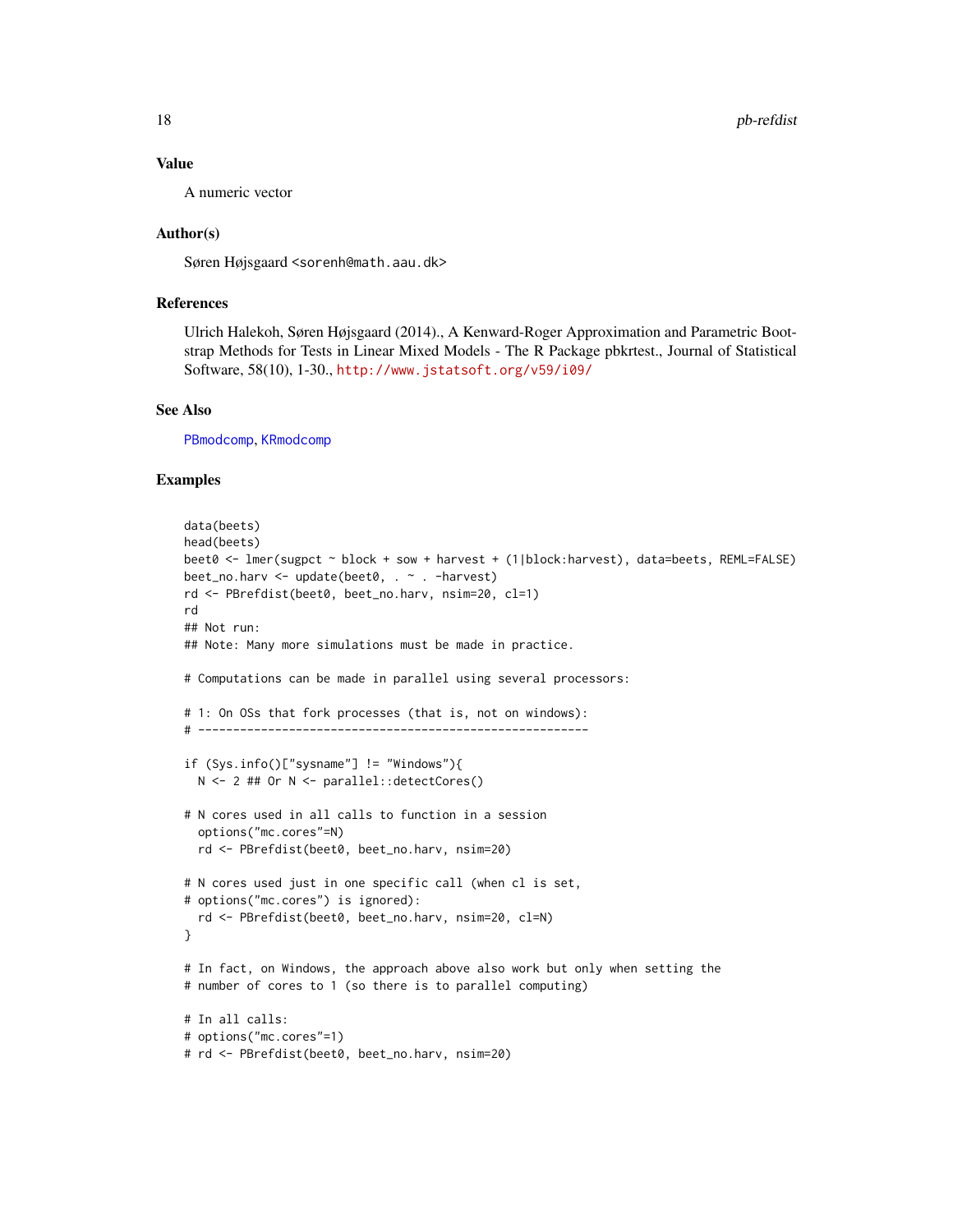## Value

A numeric vector

## Author(s)

Søren Højsgaard <sorenh@math.aau.dk>

## References

Ulrich Halekoh, Søren Højsgaard (2014)., A Kenward-Roger Approximation and Parametric Bootstrap Methods for Tests in Linear Mixed Models - The R Package pbkrtest., Journal of Statistical Software, 58(10), 1-30., http://www.jstatsoft.org/v59/i09/

## See Also

PBmodcomp, KRmodcomp

## Examples

```
data(beets)
head(beets)
beet0 <- lmer(sugpct ~ block + sow + harvest + (1|block:harvest), data=beets, REML=FALSE)
beet_no.harv <- update(beet0, . ~ . -harvest)
rd <- PBrefdist(beet0, beet_no.harv, nsim=20, cl=1)
rd
## Not run:
## Note: Many more simulations must be made in practice.

# Computations can be made in parallel using several processors:

# 1: On OSs that fork processes (that is, not on windows):
# --------------------------------------------------------

if (Sys.info()["sysname"] != "Windows"){
  N <- 2 ## Or N <- parallel::detectCores()

# N cores used in all calls to function in a session
  options("mc.cores"=N)
  rd <- PBrefdist(beet0, beet_no.harv, nsim=20)

# N cores used just in one specific call (when cl is set,
# options("mc.cores") is ignored):
  rd <- PBrefdist(beet0, beet_no.harv, nsim=20, cl=N)
}

# In fact, on Windows, the approach above also work but only when setting the
# number of cores to 1 (so there is to parallel computing)

# In all calls:
# options("mc.cores"=1)
# rd <- PBrefdist(beet0, beet_no.harv, nsim=20)
```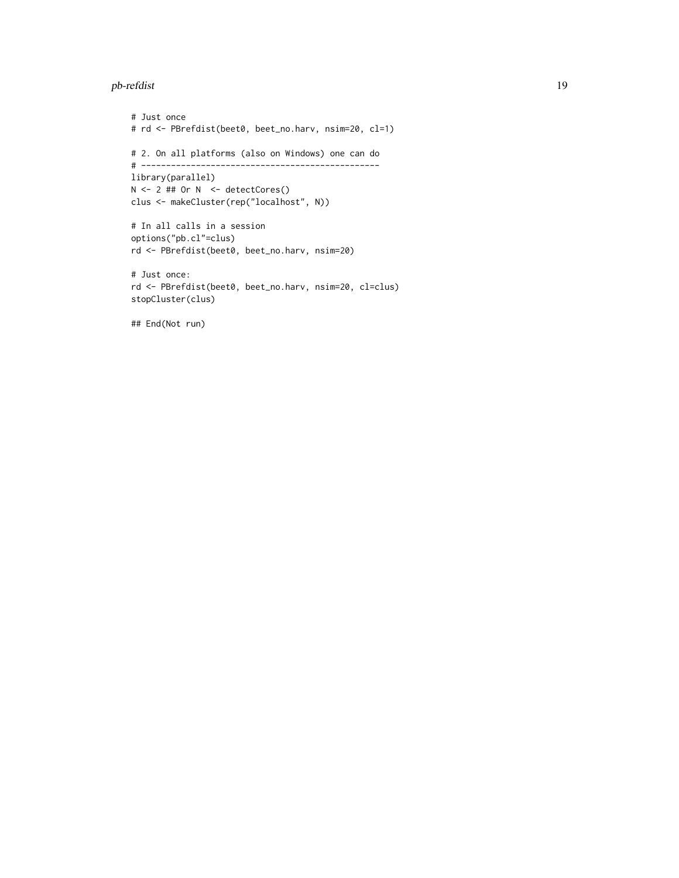```
# Just once
# rd <- PBrefdist(beet0, beet_no.harv, nsim=20, cl=1)

# 2. On all platforms (also on Windows) one can do
# -----------------------------------------------
library(parallel)
N <- 2 ## Or N  <- detectCores()
clus <- makeCluster(rep("localhost", N))

# In all calls in a session
options("pb.cl"=clus)
rd <- PBrefdist(beet0, beet_no.harv, nsim=20)

# Just once:
rd <- PBrefdist(beet0, beet_no.harv, nsim=20, cl=clus)
stopCluster(clus)

## End(Not run)
```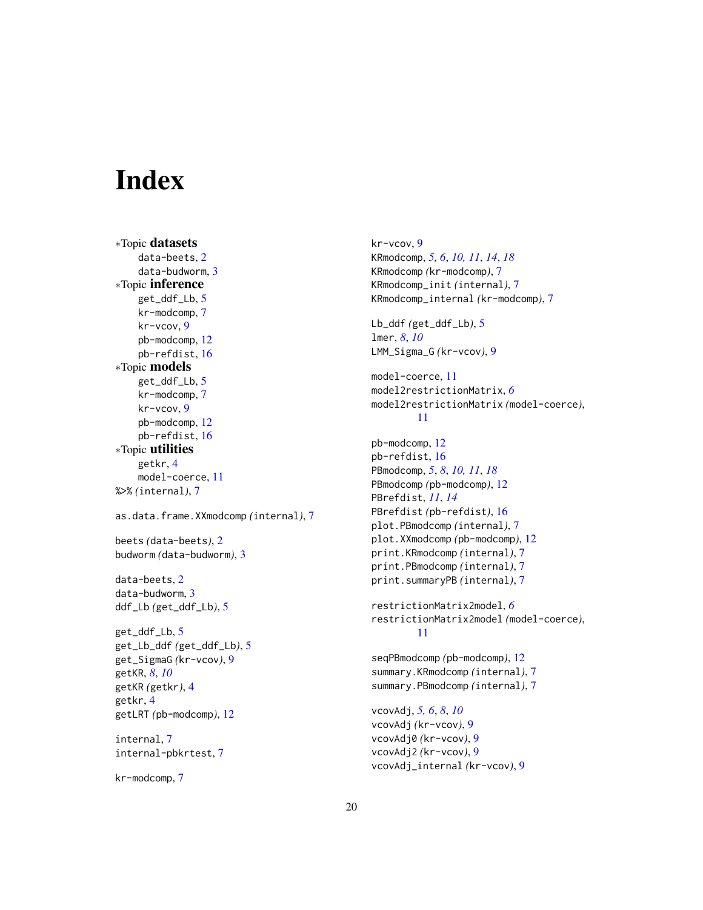# Index

∗Topic **datasets**
- data-beets, 2
- data-budworm, 3

∗Topic **inference**
- get_ddf_Lb, 5
- kr-modcomp, 7
- kr-vcov, 9
- pb-modcomp, 12
- pb-refdist, 16

∗Topic **models**
- get_ddf_Lb, 5
- kr-modcomp, 7
- kr-vcov, 9
- pb-modcomp, 12
- pb-refdist, 16

∗Topic **utilities**
- getkr, 4
- model-coerce, 11

%>% *(*internal*)*, 7

as.data.frame.XXmodcomp *(*internal*)*, 7

beets *(*data-beets*)*, 2
budworm *(*data-budworm*)*, 3

data-beets, 2
data-budworm, 3
ddf_Lb *(*get_ddf_Lb*)*, 5

get_ddf_Lb, 5
get_Lb_ddf *(*get_ddf_Lb*)*, 5
get_SigmaG *(*kr-vcov*)*, 9
getKR, *8*, *10*
getKR *(*getkr*)*, 4
getkr, 4
getLRT *(*pb-modcomp*)*, 12

internal, 7
internal-pbkrtest, 7

kr-modcomp, 7
kr-vcov, 9
KRmodcomp, *5, 6*, *10, 11*, *14*, *18*
KRmodcomp *(*kr-modcomp*)*, 7
KRmodcomp_init *(*internal*)*, 7
KRmodcomp_internal *(*kr-modcomp*)*, 7

Lb_ddf *(*get_ddf_Lb*)*, 5
lmer, *8*, *10*
LMM_Sigma_G *(*kr-vcov*)*, 9

model-coerce, 11
model2restrictionMatrix, *6*
model2restrictionMatrix *(*model-coerce*)*, 11

pb-modcomp, 12
pb-refdist, 16
PBmodcomp, *5*, *8*, *10, 11*, *18*
PBmodcomp *(*pb-modcomp*)*, 12
PBrefdist, *11*, *14*
PBrefdist *(*pb-refdist*)*, 16
plot.PBmodcomp *(*internal*)*, 7
plot.XXmodcomp *(*pb-modcomp*)*, 12
print.KRmodcomp *(*internal*)*, 7
print.PBmodcomp *(*internal*)*, 7
print.summaryPB *(*internal*)*, 7

restrictionMatrix2model, *6*
restrictionMatrix2model *(*model-coerce*)*, 11

seqPBmodcomp *(*pb-modcomp*)*, 12
summary.KRmodcomp *(*internal*)*, 7
summary.PBmodcomp *(*internal*)*, 7

vcovAdj, *5, 6*, *8*, *10*
vcovAdj *(*kr-vcov*)*, 9
vcovAdj0 *(*kr-vcov*)*, 9
vcovAdj2 *(*kr-vcov*)*, 9
vcovAdj_internal *(*kr-vcov*)*, 9